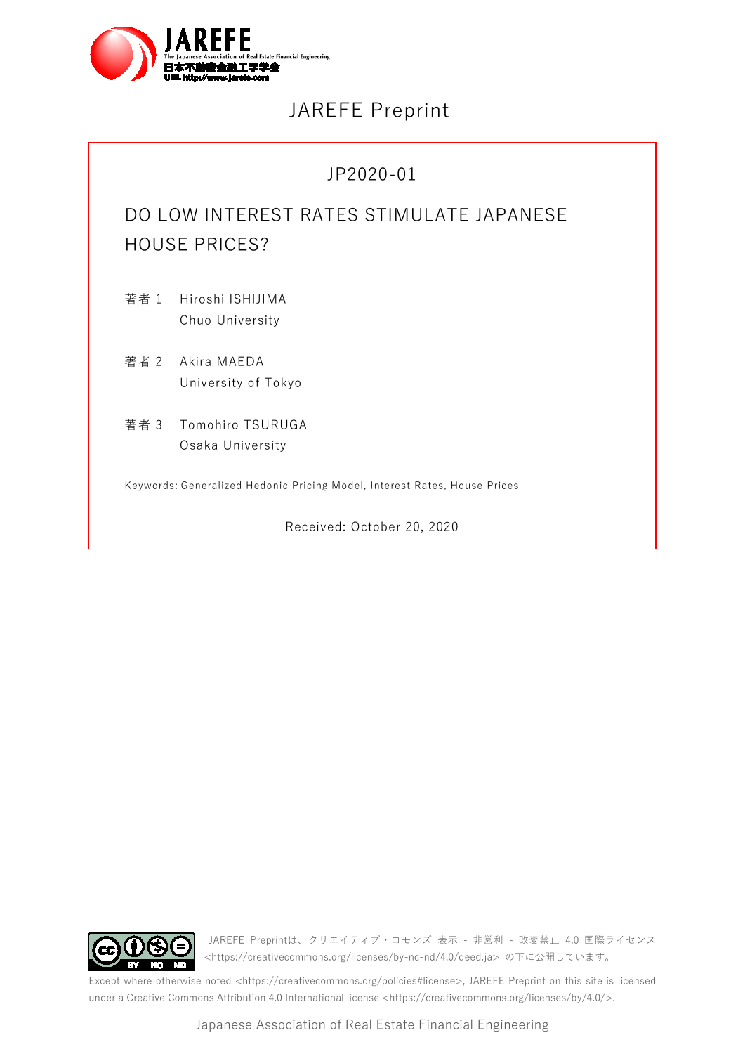# JAREFE Preprint

JP2020-01

## DO LOW INTEREST RATES STIMULATE JAPANESE HOUSE PRICES?

著者 1　Hiroshi ISHIJIMA
　　　　Chuo University

著者 2　Akira MAEDA
　　　　University of Tokyo

著者 3　Tomohiro TSURUGA
　　　　Osaka University

Keywords: Generalized Hedonic Pricing Model, Interest Rates, House Prices

Received: October 20, 2020

JAREFE Preprintは、クリエイティブ・コモンズ 表示 - 非営利 - 改変禁止 4.0 国際ライセンス <https://creativecommons.org/licenses/by-nc-nd/4.0/deed.ja> の下に公開しています。

Except where otherwise noted <https://creativecommons.org/policies#license>, JAREFE Preprint on this site is licensed under a Creative Commons Attribution 4.0 International license <https://creativecommons.org/licenses/by/4.0/>.

Japanese Association of Real Estate Financial Engineering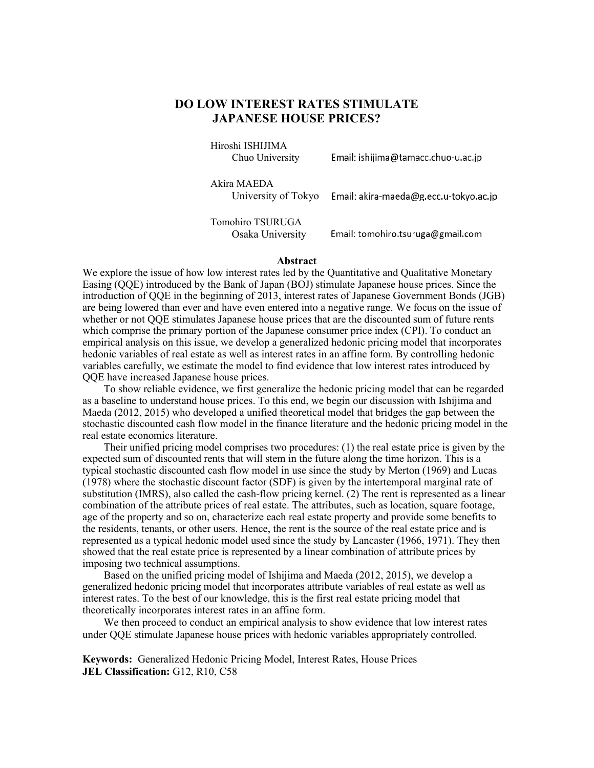# DO LOW INTEREST RATES STIMULATE JAPANESE HOUSE PRICES?

Hiroshi ISHIJIMA
Chuo University — Email: ishijima@tamacc.chuo-u.ac.jp

Akira MAEDA
University of Tokyo — Email: akira-maeda@g.ecc.u-tokyo.ac.jp

Tomohiro TSURUGA
Osaka University — Email: tomohiro.tsuruga@gmail.com

## Abstract

We explore the issue of how low interest rates led by the Quantitative and Qualitative Monetary Easing (QQE) introduced by the Bank of Japan (BOJ) stimulate Japanese house prices. Since the introduction of QQE in the beginning of 2013, interest rates of Japanese Government Bonds (JGB) are being lowered than ever and have even entered into a negative range. We focus on the issue of whether or not QQE stimulates Japanese house prices that are the discounted sum of future rents which comprise the primary portion of the Japanese consumer price index (CPI). To conduct an empirical analysis on this issue, we develop a generalized hedonic pricing model that incorporates hedonic variables of real estate as well as interest rates in an affine form. By controlling hedonic variables carefully, we estimate the model to find evidence that low interest rates introduced by QQE have increased Japanese house prices.

To show reliable evidence, we first generalize the hedonic pricing model that can be regarded as a baseline to understand house prices. To this end, we begin our discussion with Ishijima and Maeda (2012, 2015) who developed a unified theoretical model that bridges the gap between the stochastic discounted cash flow model in the finance literature and the hedonic pricing model in the real estate economics literature.

Their unified pricing model comprises two procedures: (1) the real estate price is given by the expected sum of discounted rents that will stem in the future along the time horizon. This is a typical stochastic discounted cash flow model in use since the study by Merton (1969) and Lucas (1978) where the stochastic discount factor (SDF) is given by the intertemporal marginal rate of substitution (IMRS), also called the cash-flow pricing kernel. (2) The rent is represented as a linear combination of the attribute prices of real estate. The attributes, such as location, square footage, age of the property and so on, characterize each real estate property and provide some benefits to the residents, tenants, or other users. Hence, the rent is the source of the real estate price and is represented as a typical hedonic model used since the study by Lancaster (1966, 1971). They then showed that the real estate price is represented by a linear combination of attribute prices by imposing two technical assumptions.

Based on the unified pricing model of Ishijima and Maeda (2012, 2015), we develop a generalized hedonic pricing model that incorporates attribute variables of real estate as well as interest rates. To the best of our knowledge, this is the first real estate pricing model that theoretically incorporates interest rates in an affine form.

We then proceed to conduct an empirical analysis to show evidence that low interest rates under QQE stimulate Japanese house prices with hedonic variables appropriately controlled.

**Keywords:** Generalized Hedonic Pricing Model, Interest Rates, House Prices
**JEL Classification:** G12, R10, C58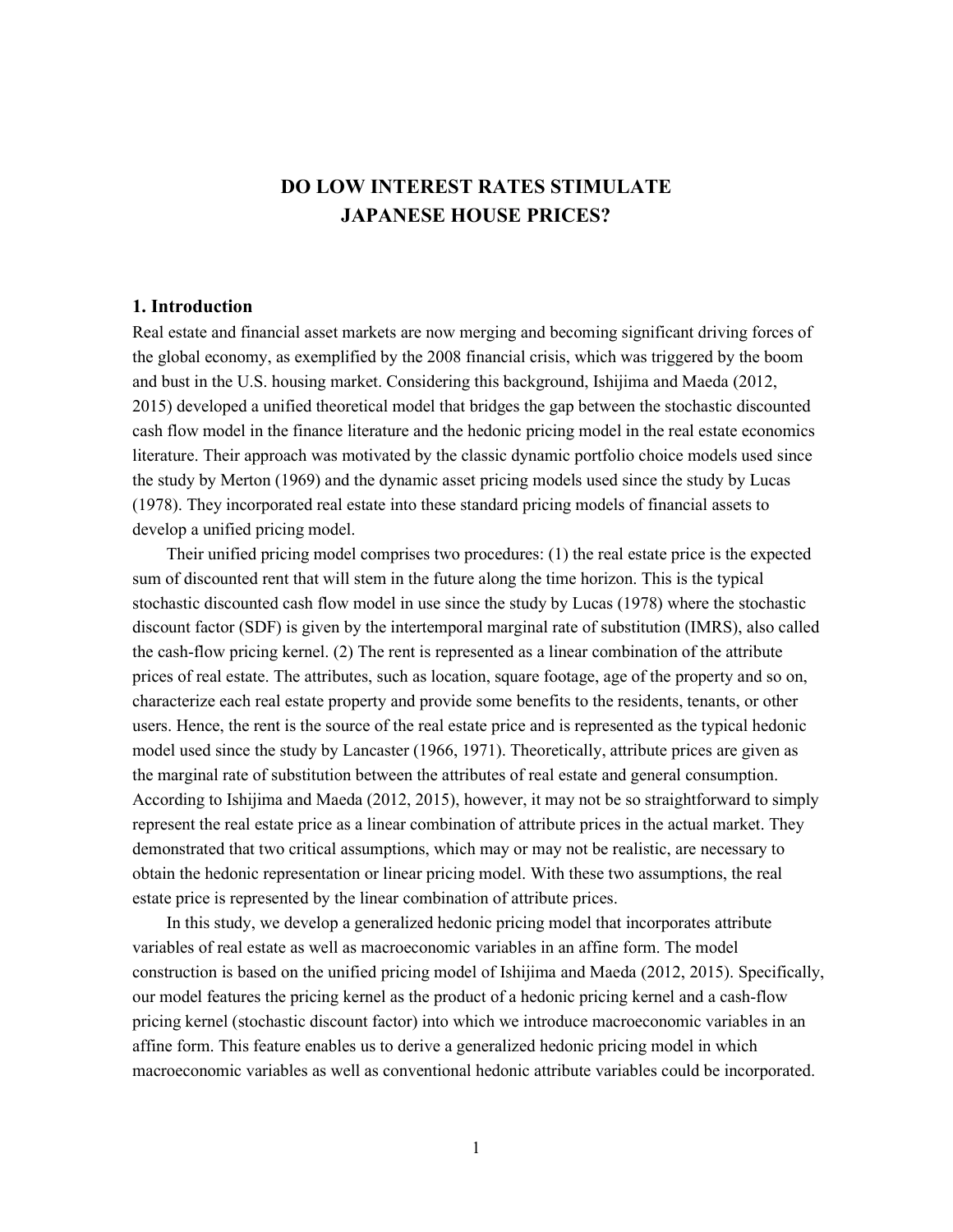# DO LOW INTEREST RATES STIMULATE JAPANESE HOUSE PRICES?

## 1. Introduction

Real estate and financial asset markets are now merging and becoming significant driving forces of the global economy, as exemplified by the 2008 financial crisis, which was triggered by the boom and bust in the U.S. housing market. Considering this background, Ishijima and Maeda (2012, 2015) developed a unified theoretical model that bridges the gap between the stochastic discounted cash flow model in the finance literature and the hedonic pricing model in the real estate economics literature. Their approach was motivated by the classic dynamic portfolio choice models used since the study by Merton (1969) and the dynamic asset pricing models used since the study by Lucas (1978). They incorporated real estate into these standard pricing models of financial assets to develop a unified pricing model.

Their unified pricing model comprises two procedures: (1) the real estate price is the expected sum of discounted rent that will stem in the future along the time horizon. This is the typical stochastic discounted cash flow model in use since the study by Lucas (1978) where the stochastic discount factor (SDF) is given by the intertemporal marginal rate of substitution (IMRS), also called the cash-flow pricing kernel. (2) The rent is represented as a linear combination of the attribute prices of real estate. The attributes, such as location, square footage, age of the property and so on, characterize each real estate property and provide some benefits to the residents, tenants, or other users. Hence, the rent is the source of the real estate price and is represented as the typical hedonic model used since the study by Lancaster (1966, 1971). Theoretically, attribute prices are given as the marginal rate of substitution between the attributes of real estate and general consumption. According to Ishijima and Maeda (2012, 2015), however, it may not be so straightforward to simply represent the real estate price as a linear combination of attribute prices in the actual market. They demonstrated that two critical assumptions, which may or may not be realistic, are necessary to obtain the hedonic representation or linear pricing model. With these two assumptions, the real estate price is represented by the linear combination of attribute prices.

In this study, we develop a generalized hedonic pricing model that incorporates attribute variables of real estate as well as macroeconomic variables in an affine form. The model construction is based on the unified pricing model of Ishijima and Maeda (2012, 2015). Specifically, our model features the pricing kernel as the product of a hedonic pricing kernel and a cash-flow pricing kernel (stochastic discount factor) into which we introduce macroeconomic variables in an affine form. This feature enables us to derive a generalized hedonic pricing model in which macroeconomic variables as well as conventional hedonic attribute variables could be incorporated.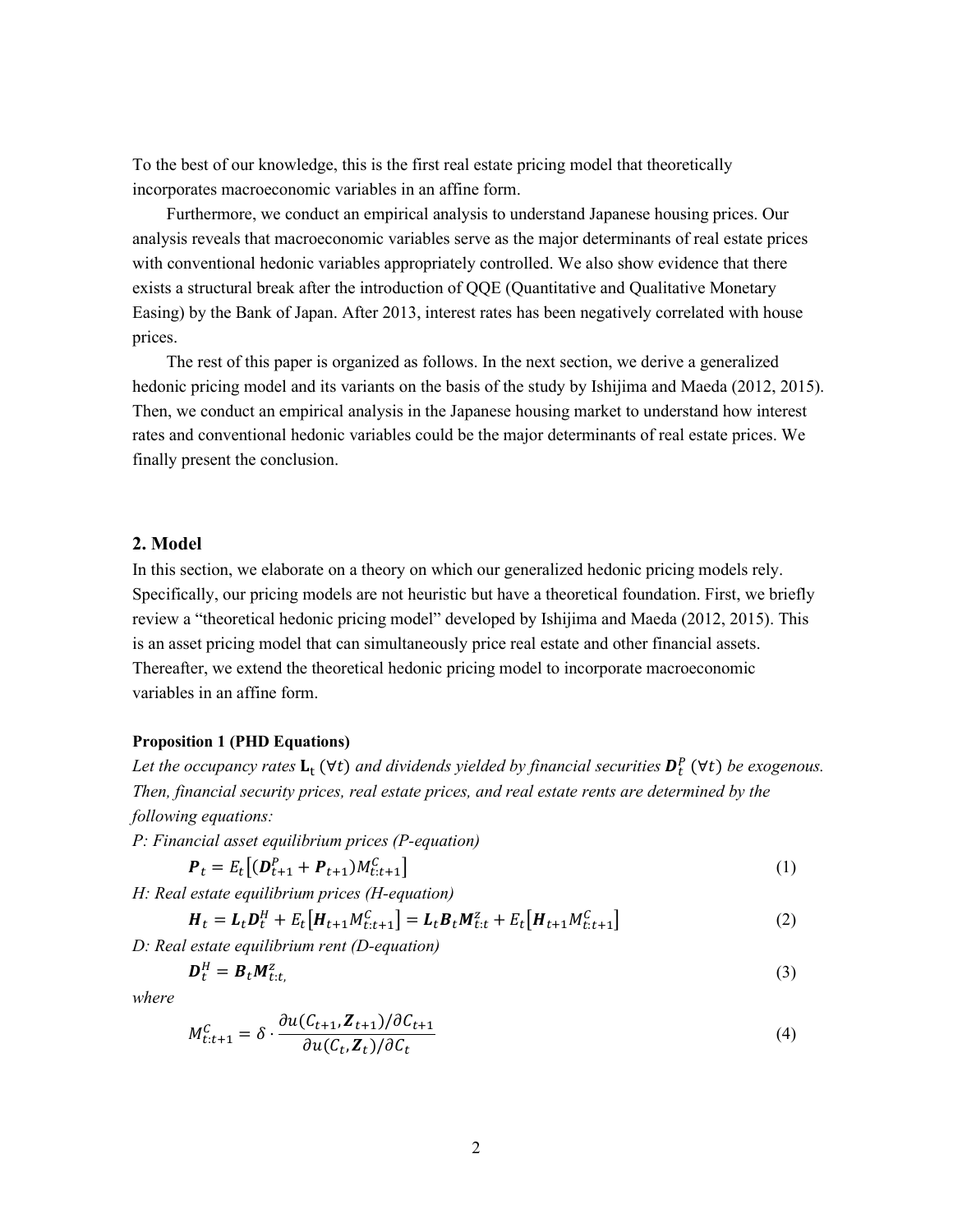To the best of our knowledge, this is the first real estate pricing model that theoretically incorporates macroeconomic variables in an affine form.

Furthermore, we conduct an empirical analysis to understand Japanese housing prices. Our analysis reveals that macroeconomic variables serve as the major determinants of real estate prices with conventional hedonic variables appropriately controlled. We also show evidence that there exists a structural break after the introduction of QQE (Quantitative and Qualitative Monetary Easing) by the Bank of Japan. After 2013, interest rates has been negatively correlated with house prices.

The rest of this paper is organized as follows. In the next section, we derive a generalized hedonic pricing model and its variants on the basis of the study by Ishijima and Maeda (2012, 2015). Then, we conduct an empirical analysis in the Japanese housing market to understand how interest rates and conventional hedonic variables could be the major determinants of real estate prices. We finally present the conclusion.

## 2. Model

In this section, we elaborate on a theory on which our generalized hedonic pricing models rely. Specifically, our pricing models are not heuristic but have a theoretical foundation. First, we briefly review a "theoretical hedonic pricing model" developed by Ishijima and Maeda (2012, 2015). This is an asset pricing model that can simultaneously price real estate and other financial assets. Thereafter, we extend the theoretical hedonic pricing model to incorporate macroeconomic variables in an affine form.

**Proposition 1 (PHD Equations)**

*Let the occupancy rates $\mathbf{L}_t$ $(\forall t)$ and dividends yielded by financial securities $\boldsymbol{D}_t^P$ $(\forall t)$ be exogenous. Then, financial security prices, real estate prices, and real estate rents are determined by the following equations:*

*P: Financial asset equilibrium prices (P-equation)*

$$\boldsymbol{P}_t = E_t\left[(\boldsymbol{D}_{t+1}^P + \boldsymbol{P}_{t+1})M_{t:t+1}^C\right] \tag{1}$$

*H: Real estate equilibrium prices (H-equation)*

$$\boldsymbol{H}_t = \boldsymbol{L}_t\boldsymbol{D}_t^H + E_t\left[\boldsymbol{H}_{t+1}M_{t:t+1}^C\right] = \boldsymbol{L}_t\boldsymbol{B}_t\boldsymbol{M}_{t:t}^z + E_t\left[\boldsymbol{H}_{t+1}M_{t:t+1}^C\right] \tag{2}$$

*D: Real estate equilibrium rent (D-equation)*

$$\boldsymbol{D}_t^H = \boldsymbol{B}_t\boldsymbol{M}_{t:t}^z, \tag{3}$$

*where*

$$M_{t:t+1}^C = \delta \cdot \frac{\partial u(C_{t+1}, \boldsymbol{Z}_{t+1})/\partial C_{t+1}}{\partial u(C_t, \boldsymbol{Z}_t)/\partial C_t} \tag{4}$$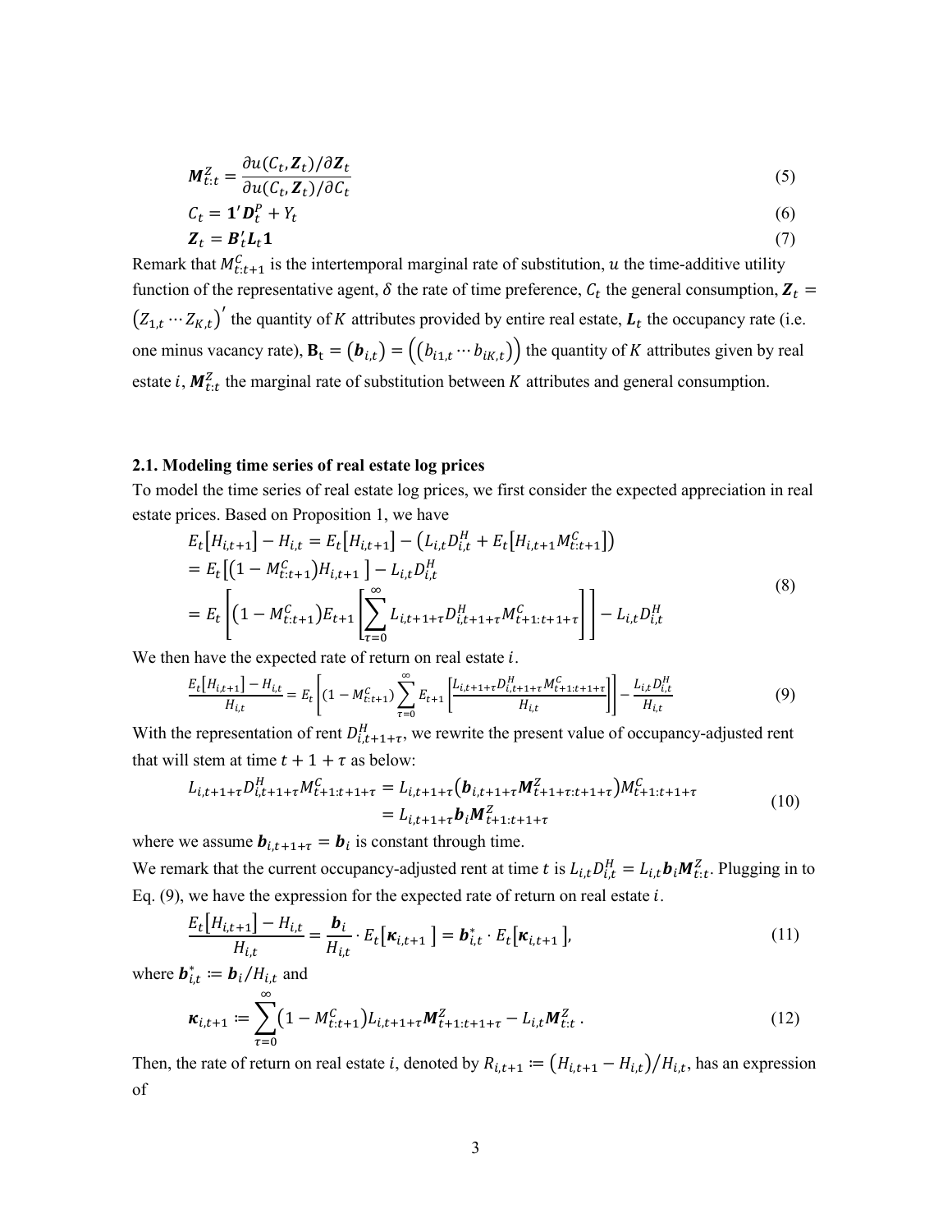$$\boldsymbol{M}_{t:t}^{Z} = \frac{\partial u(C_t, \boldsymbol{Z}_t)/\partial \boldsymbol{Z}_t}{\partial u(C_t, \boldsymbol{Z}_t)/\partial C_t} \tag{5}$$

$$C_t = \mathbf{1}'\boldsymbol{D}_t^P + Y_t \tag{6}$$

$$\boldsymbol{Z}_t = \boldsymbol{B}_t'\boldsymbol{L}_t\mathbf{1} \tag{7}$$

Remark that $M_{t:t+1}^C$ is the intertemporal marginal rate of substitution, $u$ the time-additive utility function of the representative agent, $\delta$ the rate of time preference, $C_t$ the general consumption, $\boldsymbol{Z}_t = \left(Z_{1,t} \cdots Z_{K,t}\right)'$ the quantity of $K$ attributes provided by entire real estate, $\boldsymbol{L}_t$ the occupancy rate (i.e. one minus vacancy rate), $\mathbf{B}_t = \left(\boldsymbol{b}_{i,t}\right) = \left(\left(b_{i1,t} \cdots b_{iK,t}\right)\right)$ the quantity of $K$ attributes given by real estate $i$, $\boldsymbol{M}_{t:t}^Z$ the marginal rate of substitution between $K$ attributes and general consumption.

### 2.1. Modeling time series of real estate log prices

To model the time series of real estate log prices, we first consider the expected appreciation in real estate prices. Based on Proposition 1, we have

$$\begin{aligned}
E_t\left[H_{i,t+1}\right] - H_{i,t} &= E_t\left[H_{i,t+1}\right] - \left(L_{i,t}D_{i,t}^H + E_t\left[H_{i,t+1}M_{t:t+1}^C\right]\right) \\
&= E_t\left[\left(1 - M_{t:t+1}^C\right)H_{i,t+1}\right] - L_{i,t}D_{i,t}^H \\
&= E_t\left[\left(1 - M_{t:t+1}^C\right)E_{t+1}\left[\sum_{\tau=0}^{\infty} L_{i,t+1+\tau}D_{i,t+1+\tau}^H M_{t+1:t+1+\tau}^C\right]\right] - L_{i,t}D_{i,t}^H
\end{aligned} \tag{8}$$

We then have the expected rate of return on real estate $i$.

$$\frac{E_t\left[H_{i,t+1}\right] - H_{i,t}}{H_{i,t}} = E_t\left[\left(1 - M_{t:t+1}^C\right)\sum_{\tau=0}^{\infty} E_{t+1}\left[\frac{L_{i,t+1+\tau}D_{i,t+1+\tau}^H M_{t+1:t+1+\tau}^C}{H_{i,t}}\right]\right] - \frac{L_{i,t}D_{i,t}^H}{H_{i,t}} \tag{9}$$

With the representation of rent $D_{i,t+1+\tau}^H$, we rewrite the present value of occupancy-adjusted rent that will stem at time $t + 1 + \tau$ as below:

$$\begin{aligned}
L_{i,t+1+\tau}D_{i,t+1+\tau}^H M_{t+1:t+1+\tau}^C &= L_{i,t+1+\tau}\left(\boldsymbol{b}_{i,t+1+\tau}\boldsymbol{M}_{t+1+\tau:t+1+\tau}^Z\right)M_{t+1:t+1+\tau}^C \\
&= L_{i,t+1+\tau}\boldsymbol{b}_i\boldsymbol{M}_{t+1:t+1+\tau}^Z
\end{aligned} \tag{10}$$

where we assume $\boldsymbol{b}_{i,t+1+\tau} = \boldsymbol{b}_i$ is constant through time.

We remark that the current occupancy-adjusted rent at time $t$ is $L_{i,t}D_{i,t}^H = L_{i,t}\boldsymbol{b}_i\boldsymbol{M}_{t:t}^Z$. Plugging in to Eq. (9), we have the expression for the expected rate of return on real estate $i$.

$$\frac{E_t\left[H_{i,t+1}\right] - H_{i,t}}{H_{i,t}} = \frac{\boldsymbol{b}_i}{H_{i,t}} \cdot E_t\left[\boldsymbol{\kappa}_{i,t+1}\right] = \boldsymbol{b}_{i,t}^* \cdot E_t\left[\boldsymbol{\kappa}_{i,t+1}\right], \tag{11}$$

where $\boldsymbol{b}_{i,t}^* \coloneqq \boldsymbol{b}_i/H_{i,t}$ and

$$\boldsymbol{\kappa}_{i,t+1} \coloneqq \sum_{\tau=0}^{\infty}\left(1 - M_{t:t+1}^C\right)L_{i,t+1+\tau}\boldsymbol{M}_{t+1:t+1+\tau}^Z - L_{i,t}\boldsymbol{M}_{t:t}^Z\,. \tag{12}$$

Then, the rate of return on real estate $i$, denoted by $R_{i,t+1} \coloneqq \left(H_{i,t+1} - H_{i,t}\right)/H_{i,t}$, has an expression of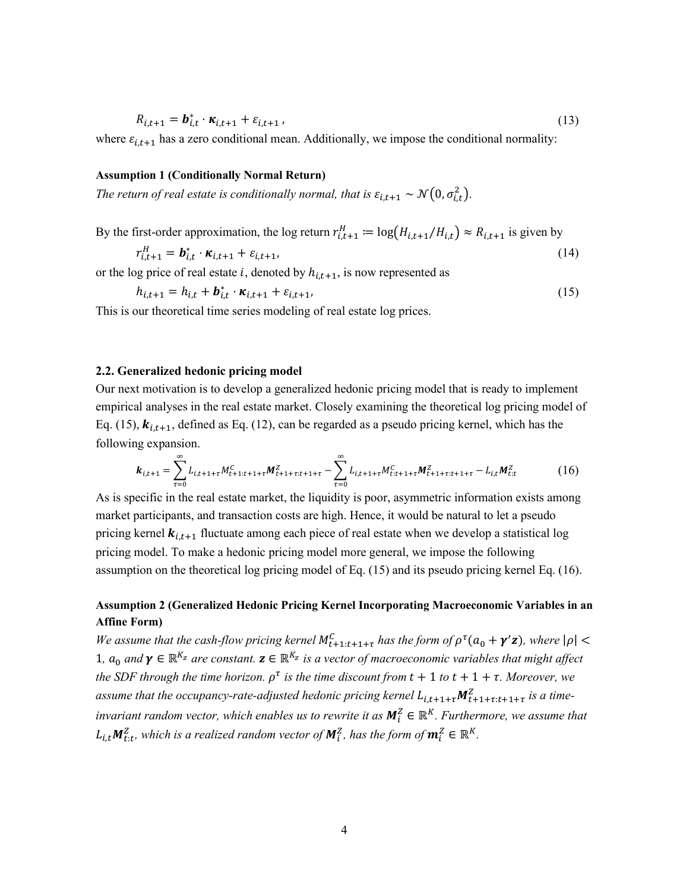$$R_{i,t+1} = \boldsymbol{b}_{i,t}^{*} \cdot \boldsymbol{\kappa}_{i,t+1} + \varepsilon_{i,t+1}, \tag{13}$$

where $\varepsilon_{i,t+1}$ has a zero conditional mean. Additionally, we impose the conditional normality:

**Assumption 1 (Conditionally Normal Return)**

*The return of real estate is conditionally normal, that is $\varepsilon_{i,t+1} \sim \mathcal{N}(0, \sigma_{i,t}^2)$.*

By the first-order approximation, the log return $r_{i,t+1}^H \coloneqq \log(H_{i,t+1}/H_{i,t}) \approx R_{i,t+1}$ is given by

$$r_{i,t+1}^H = \boldsymbol{b}_{i,t}^{*} \cdot \boldsymbol{\kappa}_{i,t+1} + \varepsilon_{i,t+1}, \tag{14}$$

or the log price of real estate $i$, denoted by $h_{i,t+1}$, is now represented as

$$h_{i,t+1} = h_{i,t} + \boldsymbol{b}_{i,t}^{*} \cdot \boldsymbol{\kappa}_{i,t+1} + \varepsilon_{i,t+1}, \tag{15}$$

This is our theoretical time series modeling of real estate log prices.

### 2.2. Generalized hedonic pricing model

Our next motivation is to develop a generalized hedonic pricing model that is ready to implement empirical analyses in the real estate market. Closely examining the theoretical log pricing model of Eq. (15), $\boldsymbol{k}_{i,t+1}$, defined as Eq. (12), can be regarded as a pseudo pricing kernel, which has the following expansion.

$$\boldsymbol{k}_{i,t+1} = \sum_{\tau=0}^{\infty} L_{i,t+1+\tau} M_{t+1:t+1+\tau}^{C} \boldsymbol{M}_{t+1+\tau:t+1+\tau}^{Z} - \sum_{\tau=0}^{\infty} L_{i,t+1+\tau} M_{t:t+1+\tau}^{C} \boldsymbol{M}_{t+1+\tau:t+1+\tau}^{Z} - L_{i,t} \boldsymbol{M}_{t:t}^{Z} \tag{16}$$

As is specific in the real estate market, the liquidity is poor, asymmetric information exists among market participants, and transaction costs are high. Hence, it would be natural to let a pseudo pricing kernel $\boldsymbol{k}_{i,t+1}$ fluctuate among each piece of real estate when we develop a statistical log pricing model. To make a hedonic pricing model more general, we impose the following assumption on the theoretical log pricing model of Eq. (15) and its pseudo pricing kernel Eq. (16).

**Assumption 2 (Generalized Hedonic Pricing Kernel Incorporating Macroeconomic Variables in an Affine Form)**

*We assume that the cash-flow pricing kernel $M_{t+1:t+1+\tau}^{C}$ has the form of $\rho^{\tau}(a_0 + \boldsymbol{\gamma}'\boldsymbol{z})$, where $|\rho| < 1$, $a_0$ and $\boldsymbol{\gamma} \in \mathbb{R}^{K_z}$ are constant. $\boldsymbol{z} \in \mathbb{R}^{K_z}$ is a vector of macroeconomic variables that might affect the SDF through the time horizon. $\rho^{\tau}$ is the time discount from $t+1$ to $t+1+\tau$. Moreover, we assume that the occupancy-rate-adjusted hedonic pricing kernel $L_{i,t+1+\tau} \boldsymbol{M}_{t+1+\tau:t+1+\tau}^{Z}$ is a time-invariant random vector, which enables us to rewrite it as $\boldsymbol{M}_i^Z \in \mathbb{R}^K$. Furthermore, we assume that $L_{i,t} \boldsymbol{M}_{t:t}^{Z}$, which is a realized random vector of $\boldsymbol{M}_i^Z$, has the form of $\boldsymbol{m}_i^Z \in \mathbb{R}^K$.*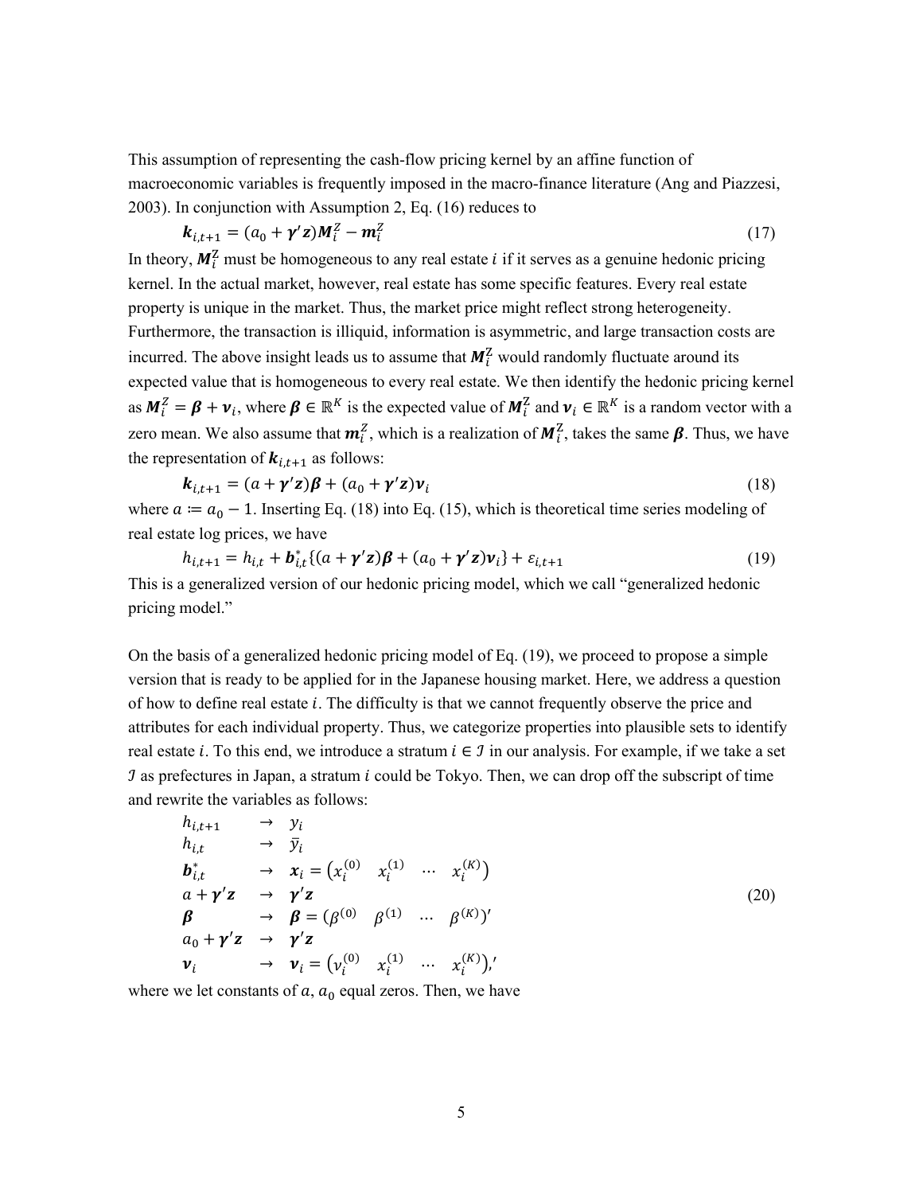This assumption of representing the cash-flow pricing kernel by an affine function of macroeconomic variables is frequently imposed in the macro-finance literature (Ang and Piazzesi, 2003). In conjunction with Assumption 2, Eq. (16) reduces to

$$\boldsymbol{k}_{i,t+1} = (a_0 + \boldsymbol{\gamma}'\boldsymbol{z})\boldsymbol{M}_i^Z - \boldsymbol{m}_i^Z \tag{17}$$

In theory, $\boldsymbol{M}_i^{\mathrm{Z}}$ must be homogeneous to any real estate $i$ if it serves as a genuine hedonic pricing kernel. In the actual market, however, real estate has some specific features. Every real estate property is unique in the market. Thus, the market price might reflect strong heterogeneity. Furthermore, the transaction is illiquid, information is asymmetric, and large transaction costs are incurred. The above insight leads us to assume that $\boldsymbol{M}_i^{\mathrm{Z}}$ would randomly fluctuate around its expected value that is homogeneous to every real estate. We then identify the hedonic pricing kernel as $\boldsymbol{M}_i^Z = \boldsymbol{\beta} + \boldsymbol{\nu}_i$, where $\boldsymbol{\beta} \in \mathbb{R}^K$ is the expected value of $\boldsymbol{M}_i^{\mathrm{Z}}$ and $\boldsymbol{\nu}_i \in \mathbb{R}^K$ is a random vector with a zero mean. We also assume that $\boldsymbol{m}_i^Z$, which is a realization of $\boldsymbol{M}_i^Z$, takes the same $\boldsymbol{\beta}$. Thus, we have the representation of $\boldsymbol{k}_{i,t+1}$ as follows:

$$\boldsymbol{k}_{i,t+1} = (a + \boldsymbol{\gamma}'\boldsymbol{z})\boldsymbol{\beta} + (a_0 + \boldsymbol{\gamma}'\boldsymbol{z})\boldsymbol{\nu}_i \tag{18}$$

where $a := a_0 - 1$. Inserting Eq. (18) into Eq. (15), which is theoretical time series modeling of real estate log prices, we have

$$h_{i,t+1} = h_{i,t} + \boldsymbol{b}_{i,t}^{*}\{(a + \boldsymbol{\gamma}'\boldsymbol{z})\boldsymbol{\beta} + (a_0 + \boldsymbol{\gamma}'\boldsymbol{z})\boldsymbol{\nu}_i\} + \varepsilon_{i,t+1} \tag{19}$$

This is a generalized version of our hedonic pricing model, which we call "generalized hedonic pricing model."

On the basis of a generalized hedonic pricing model of Eq. (19), we proceed to propose a simple version that is ready to be applied for in the Japanese housing market. Here, we address a question of how to define real estate $i$. The difficulty is that we cannot frequently observe the price and attributes for each individual property. Thus, we categorize properties into plausible sets to identify real estate $i$. To this end, we introduce a stratum $i \in \mathcal{I}$ in our analysis. For example, if we take a set $\mathcal{I}$ as prefectures in Japan, a stratum $i$ could be Tokyo. Then, we can drop off the subscript of time and rewrite the variables as follows:

$$\begin{array}{lll}
h_{i,t+1} & \rightarrow & y_i \\
h_{i,t} & \rightarrow & \bar{y}_i \\
\boldsymbol{b}_{i,t}^{*} & \rightarrow & \boldsymbol{x}_i = \begin{pmatrix} x_i^{(0)} & x_i^{(1)} & \cdots & x_i^{(K)} \end{pmatrix} \\
a + \boldsymbol{\gamma}'\boldsymbol{z} & \rightarrow & \boldsymbol{\gamma}'\boldsymbol{z} \\
\boldsymbol{\beta} & \rightarrow & \boldsymbol{\beta} = \begin{pmatrix} \beta^{(0)} & \beta^{(1)} & \cdots & \beta^{(K)} \end{pmatrix}' \\
a_0 + \boldsymbol{\gamma}'\boldsymbol{z} & \rightarrow & \boldsymbol{\gamma}'\boldsymbol{z} \\
\boldsymbol{\nu}_i & \rightarrow & \boldsymbol{\nu}_i = \begin{pmatrix} \nu_i^{(0)} & x_i^{(1)} & \cdots & x_i^{(K)} \end{pmatrix}{}'
\end{array} \tag{20}$$

where we let constants of $a$, $a_0$ equal zeros. Then, we have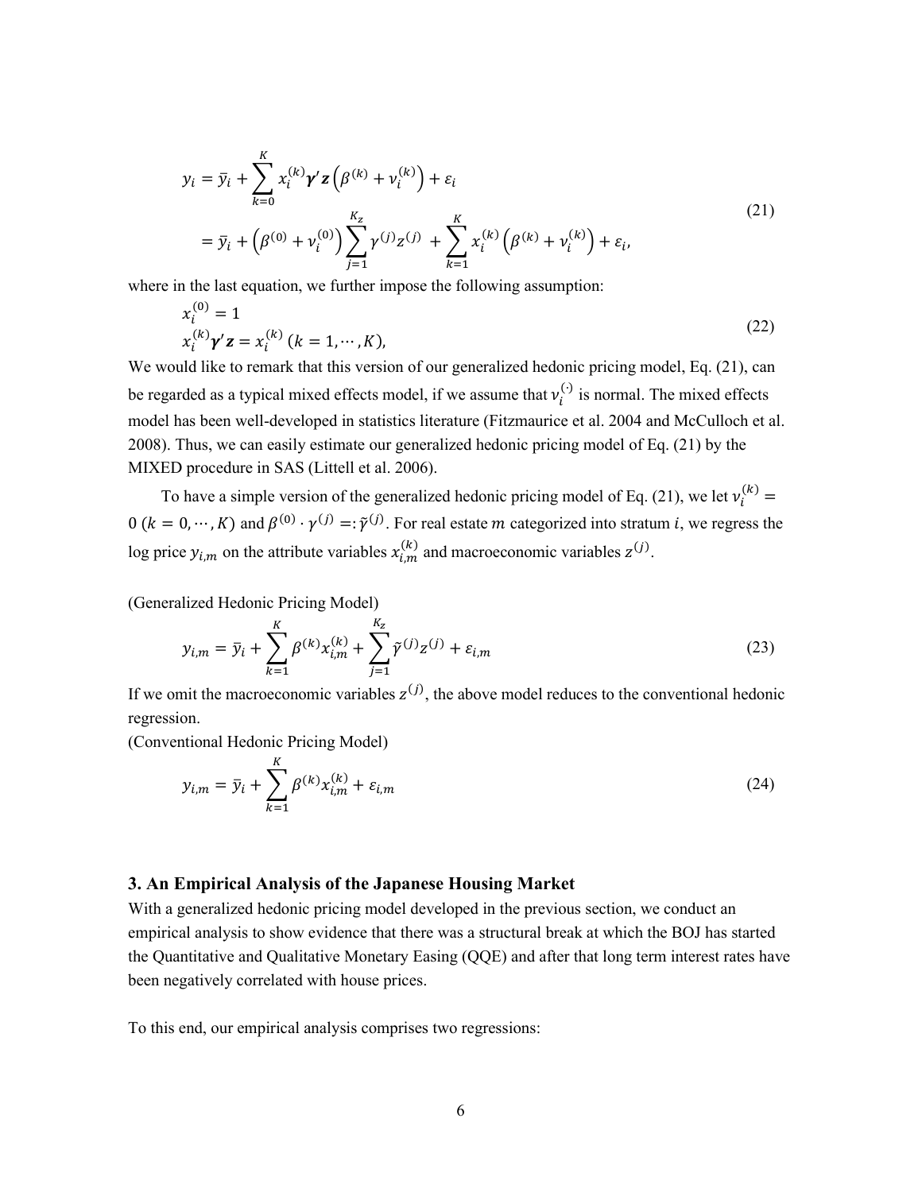$$
\begin{aligned}
y_i &= \bar{y}_i + \sum_{k=0}^{K} x_i^{(k)} \boldsymbol{\gamma}' \mathbf{z} \left(\beta^{(k)} + \nu_i^{(k)}\right) + \varepsilon_i \\
&= \bar{y}_i + \left(\beta^{(0)} + \nu_i^{(0)}\right) \sum_{j=1}^{K_z} \gamma^{(j)} z^{(j)} + \sum_{k=1}^{K} x_i^{(k)} \left(\beta^{(k)} + \nu_i^{(k)}\right) + \varepsilon_i,
\end{aligned}
\tag{21}
$$

where in the last equation, we further impose the following assumption:

$$
\begin{aligned}
& x_i^{(0)} = 1 \\
& x_i^{(k)} \boldsymbol{\gamma}' \mathbf{z} = x_i^{(k)} \; (k = 1, \cdots, K),
\end{aligned}
\tag{22}
$$

We would like to remark that this version of our generalized hedonic pricing model, Eq. (21), can be regarded as a typical mixed effects model, if we assume that $\nu_i^{(\cdot)}$ is normal. The mixed effects model has been well-developed in statistics literature (Fitzmaurice et al. 2004 and McCulloch et al. 2008). Thus, we can easily estimate our generalized hedonic pricing model of Eq. (21) by the MIXED procedure in SAS (Littell et al. 2006).

To have a simple version of the generalized hedonic pricing model of Eq. (21), we let $\nu_i^{(k)} = 0 \; (k = 0, \cdots, K)$ and $\beta^{(0)} \cdot \gamma^{(j)} =: \tilde{\gamma}^{(j)}$. For real estate $m$ categorized into stratum $i$, we regress the log price $y_{i,m}$ on the attribute variables $x_{i,m}^{(k)}$ and macroeconomic variables $z^{(j)}$.

(Generalized Hedonic Pricing Model)

$$
y_{i,m} = \bar{y}_i + \sum_{k=1}^{K} \beta^{(k)} x_{i,m}^{(k)} + \sum_{j=1}^{K_z} \tilde{\gamma}^{(j)} z^{(j)} + \varepsilon_{i,m}
\tag{23}
$$

If we omit the macroeconomic variables $z^{(j)}$, the above model reduces to the conventional hedonic regression.

(Conventional Hedonic Pricing Model)

$$
y_{i,m} = \bar{y}_i + \sum_{k=1}^{K} \beta^{(k)} x_{i,m}^{(k)} + \varepsilon_{i,m}
\tag{24}
$$

## 3. An Empirical Analysis of the Japanese Housing Market

With a generalized hedonic pricing model developed in the previous section, we conduct an empirical analysis to show evidence that there was a structural break at which the BOJ has started the Quantitative and Qualitative Monetary Easing (QQE) and after that long term interest rates have been negatively correlated with house prices.

To this end, our empirical analysis comprises two regressions: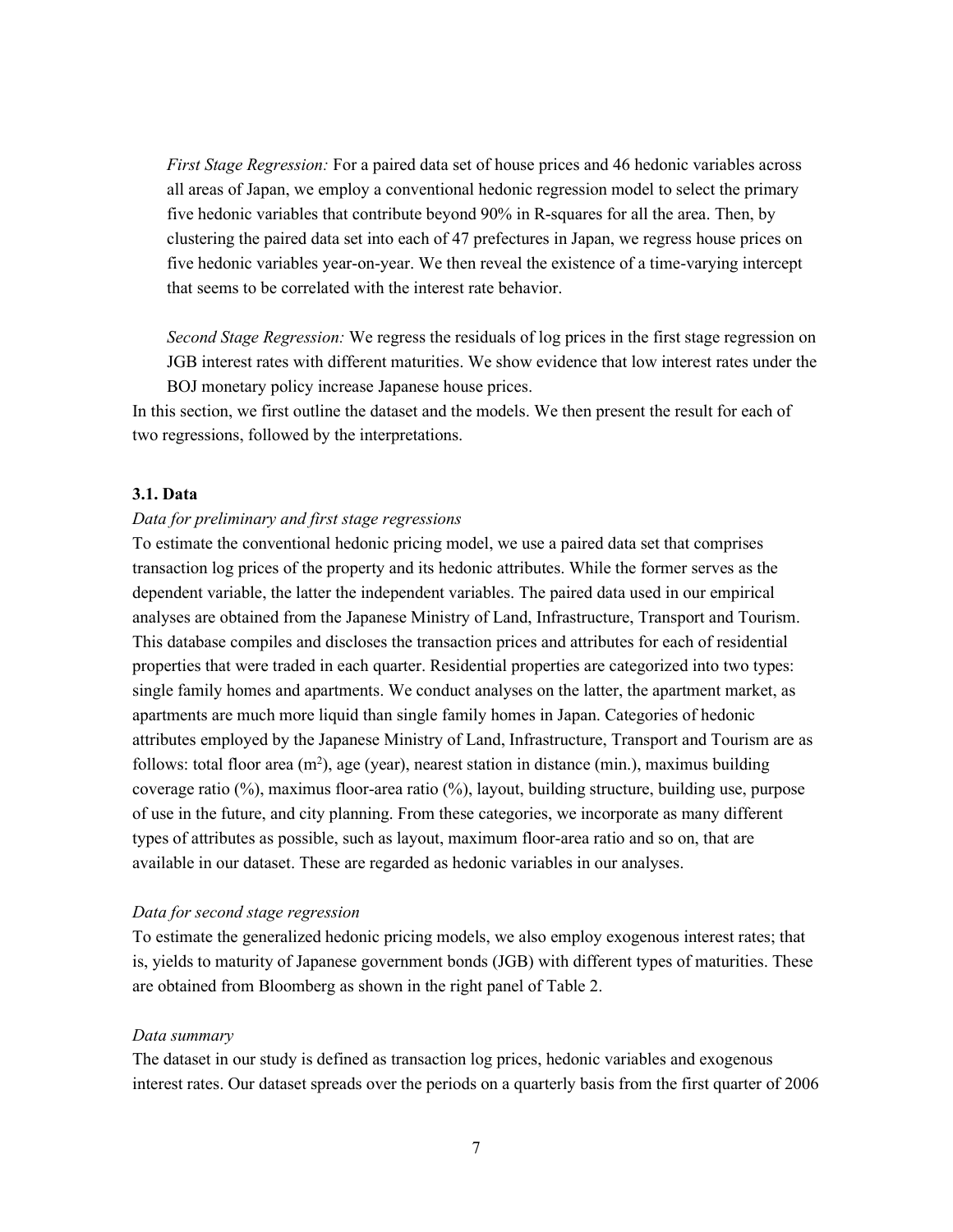*First Stage Regression:* For a paired data set of house prices and 46 hedonic variables across all areas of Japan, we employ a conventional hedonic regression model to select the primary five hedonic variables that contribute beyond 90% in R-squares for all the area. Then, by clustering the paired data set into each of 47 prefectures in Japan, we regress house prices on five hedonic variables year-on-year. We then reveal the existence of a time-varying intercept that seems to be correlated with the interest rate behavior.

*Second Stage Regression:* We regress the residuals of log prices in the first stage regression on JGB interest rates with different maturities. We show evidence that low interest rates under the BOJ monetary policy increase Japanese house prices.

In this section, we first outline the dataset and the models. We then present the result for each of two regressions, followed by the interpretations.

### 3.1. Data

*Data for preliminary and first stage regressions*

To estimate the conventional hedonic pricing model, we use a paired data set that comprises transaction log prices of the property and its hedonic attributes. While the former serves as the dependent variable, the latter the independent variables. The paired data used in our empirical analyses are obtained from the Japanese Ministry of Land, Infrastructure, Transport and Tourism. This database compiles and discloses the transaction prices and attributes for each of residential properties that were traded in each quarter. Residential properties are categorized into two types: single family homes and apartments. We conduct analyses on the latter, the apartment market, as apartments are much more liquid than single family homes in Japan. Categories of hedonic attributes employed by the Japanese Ministry of Land, Infrastructure, Transport and Tourism are as follows: total floor area ($m^2$), age (year), nearest station in distance (min.), maximus building coverage ratio (%), maximus floor-area ratio (%), layout, building structure, building use, purpose of use in the future, and city planning. From these categories, we incorporate as many different types of attributes as possible, such as layout, maximum floor-area ratio and so on, that are available in our dataset. These are regarded as hedonic variables in our analyses.

*Data for second stage regression*

To estimate the generalized hedonic pricing models, we also employ exogenous interest rates; that is, yields to maturity of Japanese government bonds (JGB) with different types of maturities. These are obtained from Bloomberg as shown in the right panel of Table 2.

*Data summary*

The dataset in our study is defined as transaction log prices, hedonic variables and exogenous interest rates. Our dataset spreads over the periods on a quarterly basis from the first quarter of 2006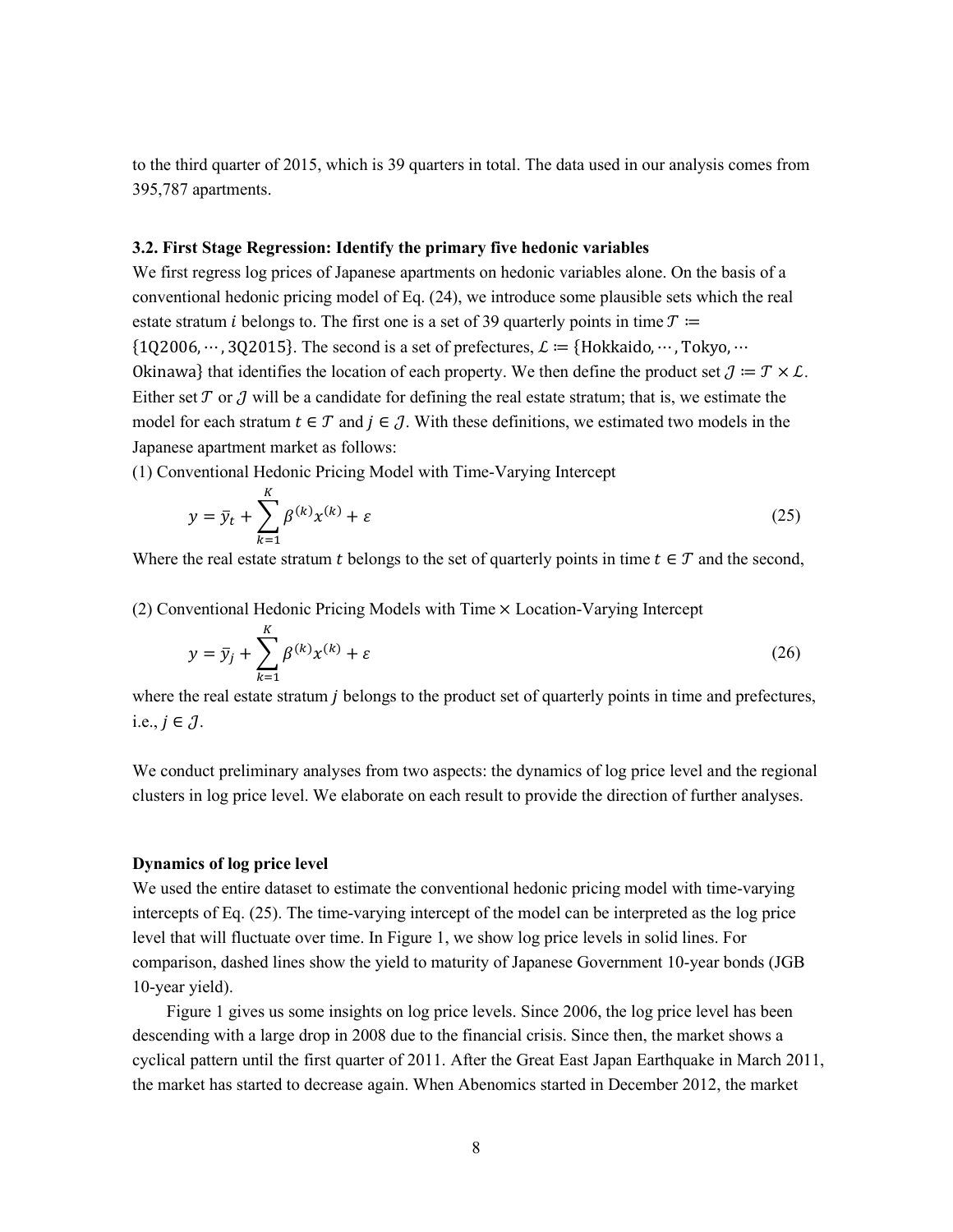to the third quarter of 2015, which is 39 quarters in total. The data used in our analysis comes from 395,787 apartments.

### 3.2. First Stage Regression: Identify the primary five hedonic variables

We first regress log prices of Japanese apartments on hedonic variables alone. On the basis of a conventional hedonic pricing model of Eq. (24), we introduce some plausible sets which the real estate stratum $i$ belongs to. The first one is a set of 39 quarterly points in time $\mathcal{T} := \{1\text{Q}2006, \cdots, 3\text{Q}2015\}$. The second is a set of prefectures, $\mathcal{L} := \{\text{Hokkaido}, \cdots, \text{Tokyo}, \cdots \text{Okinawa}\}$ that identifies the location of each property. We then define the product set $\mathcal{J} := \mathcal{T} \times \mathcal{L}$. Either set $\mathcal{T}$ or $\mathcal{J}$ will be a candidate for defining the real estate stratum; that is, we estimate the model for each stratum $t \in \mathcal{T}$ and $j \in \mathcal{J}$. With these definitions, we estimated two models in the Japanese apartment market as follows:

(1) Conventional Hedonic Pricing Model with Time-Varying Intercept

$$y = \bar{y}_t + \sum_{k=1}^{K} \beta^{(k)} x^{(k)} + \varepsilon \tag{25}$$

Where the real estate stratum $t$ belongs to the set of quarterly points in time $t \in \mathcal{T}$ and the second,

(2) Conventional Hedonic Pricing Models with Time × Location-Varying Intercept

$$y = \bar{y}_j + \sum_{k=1}^{K} \beta^{(k)} x^{(k)} + \varepsilon \tag{26}$$

where the real estate stratum $j$ belongs to the product set of quarterly points in time and prefectures, i.e., $j \in \mathcal{J}$.

We conduct preliminary analyses from two aspects: the dynamics of log price level and the regional clusters in log price level. We elaborate on each result to provide the direction of further analyses.

**Dynamics of log price level**

We used the entire dataset to estimate the conventional hedonic pricing model with time-varying intercepts of Eq. (25). The time-varying intercept of the model can be interpreted as the log price level that will fluctuate over time. In Figure 1, we show log price levels in solid lines. For comparison, dashed lines show the yield to maturity of Japanese Government 10-year bonds (JGB 10-year yield).

Figure 1 gives us some insights on log price levels. Since 2006, the log price level has been descending with a large drop in 2008 due to the financial crisis. Since then, the market shows a cyclical pattern until the first quarter of 2011. After the Great East Japan Earthquake in March 2011, the market has started to decrease again. When Abenomics started in December 2012, the market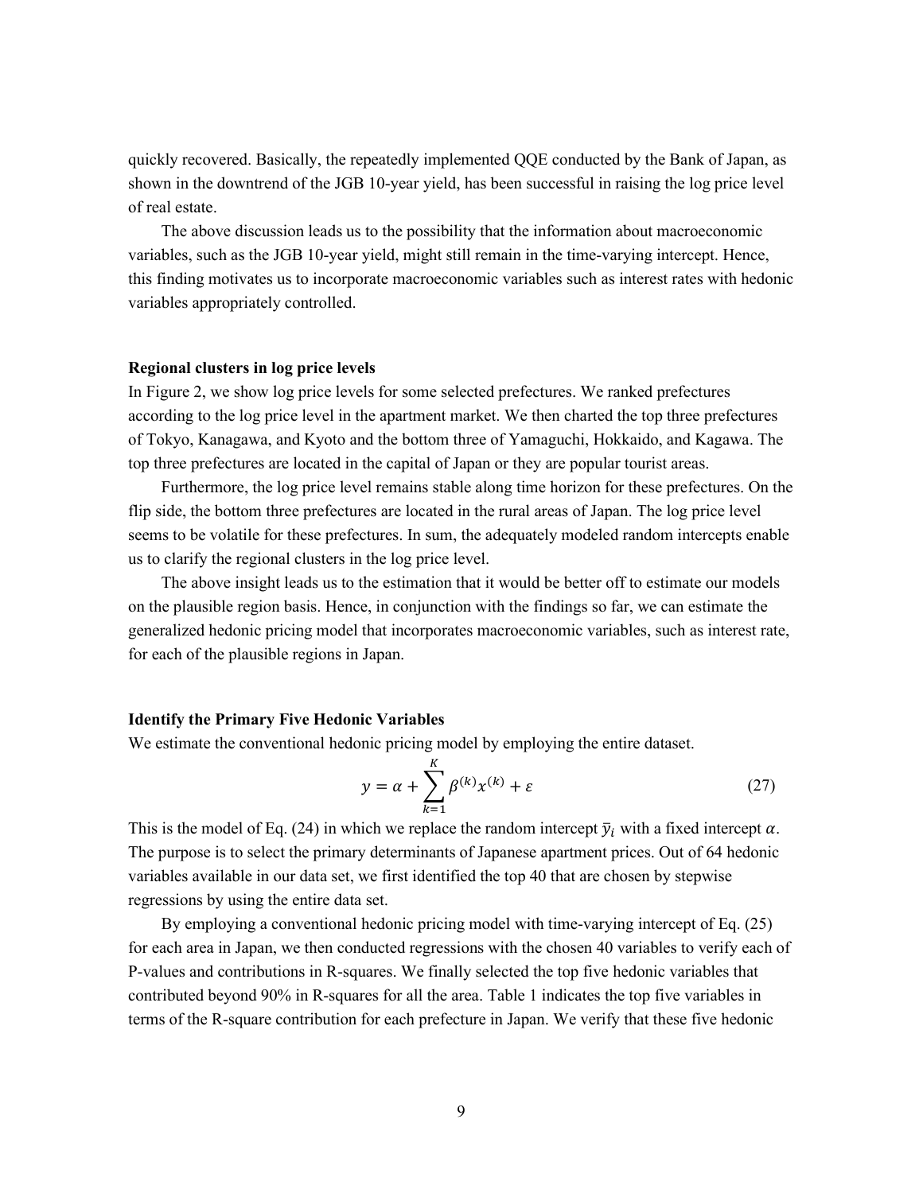quickly recovered. Basically, the repeatedly implemented QQE conducted by the Bank of Japan, as shown in the downtrend of the JGB 10-year yield, has been successful in raising the log price level of real estate.

The above discussion leads us to the possibility that the information about macroeconomic variables, such as the JGB 10-year yield, might still remain in the time-varying intercept. Hence, this finding motivates us to incorporate macroeconomic variables such as interest rates with hedonic variables appropriately controlled.

**Regional clusters in log price levels**

In Figure 2, we show log price levels for some selected prefectures. We ranked prefectures according to the log price level in the apartment market. We then charted the top three prefectures of Tokyo, Kanagawa, and Kyoto and the bottom three of Yamaguchi, Hokkaido, and Kagawa. The top three prefectures are located in the capital of Japan or they are popular tourist areas.

Furthermore, the log price level remains stable along time horizon for these prefectures. On the flip side, the bottom three prefectures are located in the rural areas of Japan. The log price level seems to be volatile for these prefectures. In sum, the adequately modeled random intercepts enable us to clarify the regional clusters in the log price level.

The above insight leads us to the estimation that it would be better off to estimate our models on the plausible region basis. Hence, in conjunction with the findings so far, we can estimate the generalized hedonic pricing model that incorporates macroeconomic variables, such as interest rate, for each of the plausible regions in Japan.

**Identify the Primary Five Hedonic Variables**

We estimate the conventional hedonic pricing model by employing the entire dataset.

$$y = \alpha + \sum_{k=1}^{K} \beta^{(k)} x^{(k)} + \varepsilon \tag{27}$$

This is the model of Eq. (24) in which we replace the random intercept $\bar{y}_i$ with a fixed intercept $\alpha$. The purpose is to select the primary determinants of Japanese apartment prices. Out of 64 hedonic variables available in our data set, we first identified the top 40 that are chosen by stepwise regressions by using the entire data set.

By employing a conventional hedonic pricing model with time-varying intercept of Eq. (25) for each area in Japan, we then conducted regressions with the chosen 40 variables to verify each of P-values and contributions in R-squares. We finally selected the top five hedonic variables that contributed beyond 90% in R-squares for all the area. Table 1 indicates the top five variables in terms of the R-square contribution for each prefecture in Japan. We verify that these five hedonic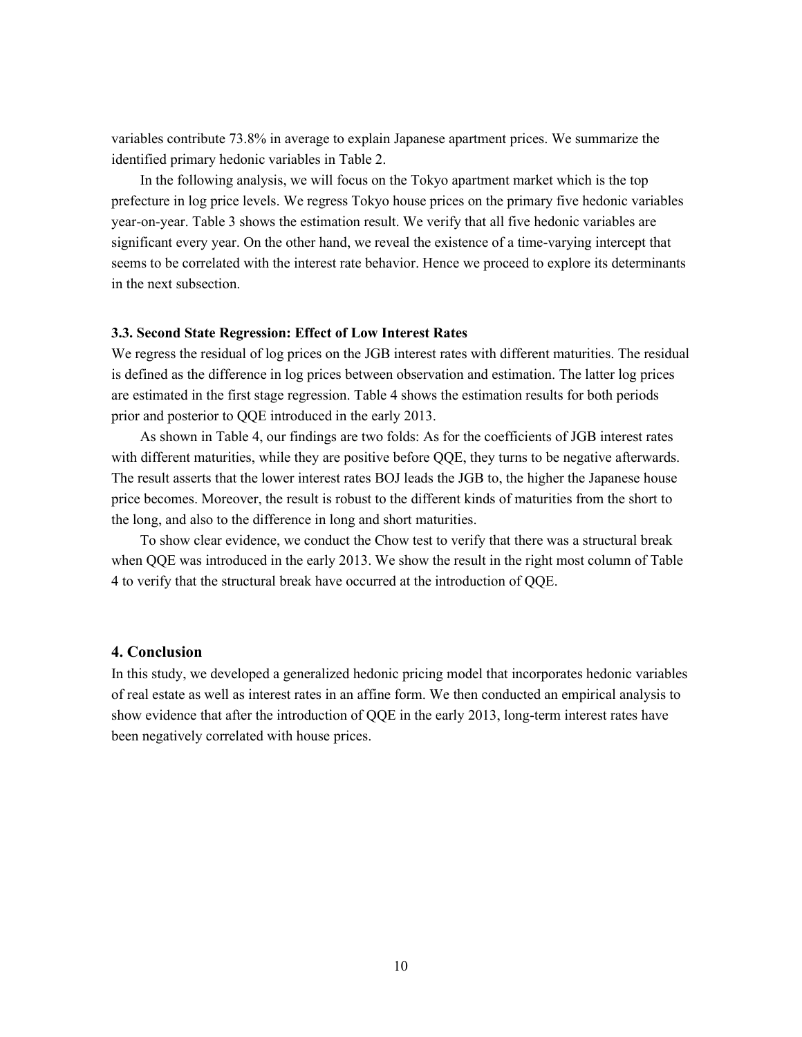variables contribute 73.8% in average to explain Japanese apartment prices. We summarize the identified primary hedonic variables in Table 2.

In the following analysis, we will focus on the Tokyo apartment market which is the top prefecture in log price levels. We regress Tokyo house prices on the primary five hedonic variables year-on-year. Table 3 shows the estimation result. We verify that all five hedonic variables are significant every year. On the other hand, we reveal the existence of a time-varying intercept that seems to be correlated with the interest rate behavior. Hence we proceed to explore its determinants in the next subsection.

### 3.3. Second State Regression: Effect of Low Interest Rates

We regress the residual of log prices on the JGB interest rates with different maturities. The residual is defined as the difference in log prices between observation and estimation. The latter log prices are estimated in the first stage regression. Table 4 shows the estimation results for both periods prior and posterior to QQE introduced in the early 2013.

As shown in Table 4, our findings are two folds: As for the coefficients of JGB interest rates with different maturities, while they are positive before QQE, they turns to be negative afterwards. The result asserts that the lower interest rates BOJ leads the JGB to, the higher the Japanese house price becomes. Moreover, the result is robust to the different kinds of maturities from the short to the long, and also to the difference in long and short maturities.

To show clear evidence, we conduct the Chow test to verify that there was a structural break when QQE was introduced in the early 2013. We show the result in the right most column of Table 4 to verify that the structural break have occurred at the introduction of QQE.

## 4. Conclusion

In this study, we developed a generalized hedonic pricing model that incorporates hedonic variables of real estate as well as interest rates in an affine form. We then conducted an empirical analysis to show evidence that after the introduction of QQE in the early 2013, long-term interest rates have been negatively correlated with house prices.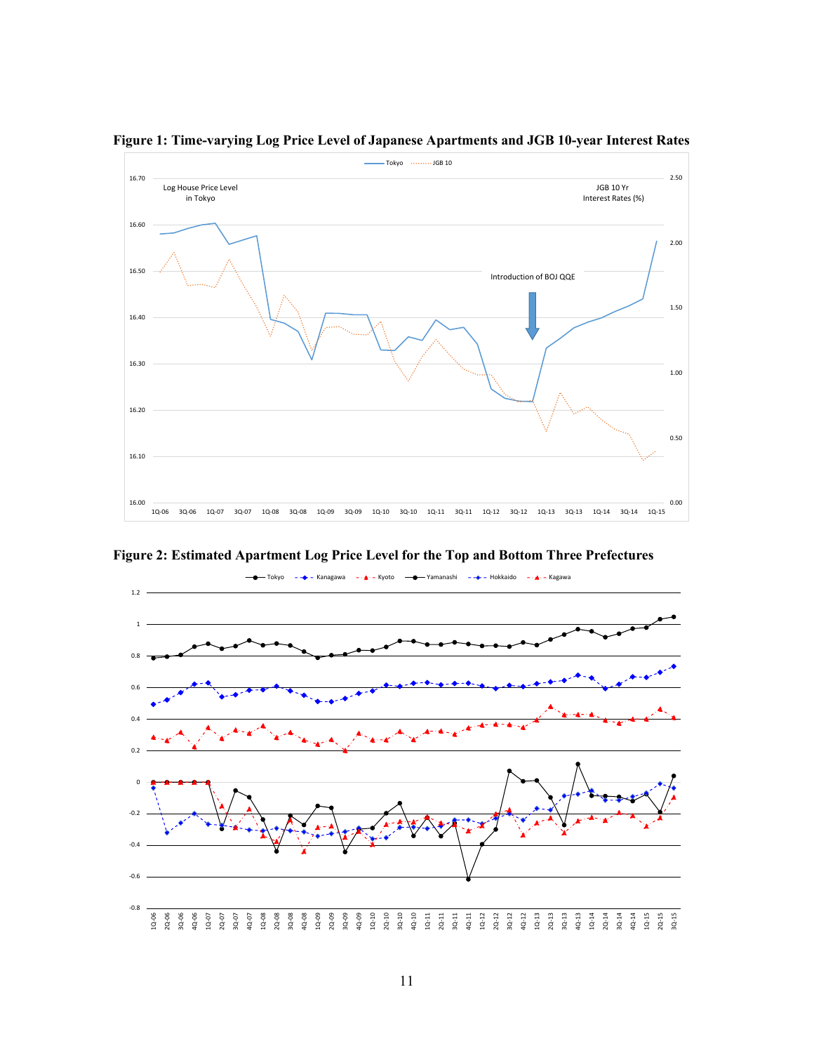**Figure 1: Time-varying Log Price Level of Japanese Apartments and JGB 10-year Interest Rates**

**Figure 2: Estimated Apartment Log Price Level for the Top and Bottom Three Prefectures**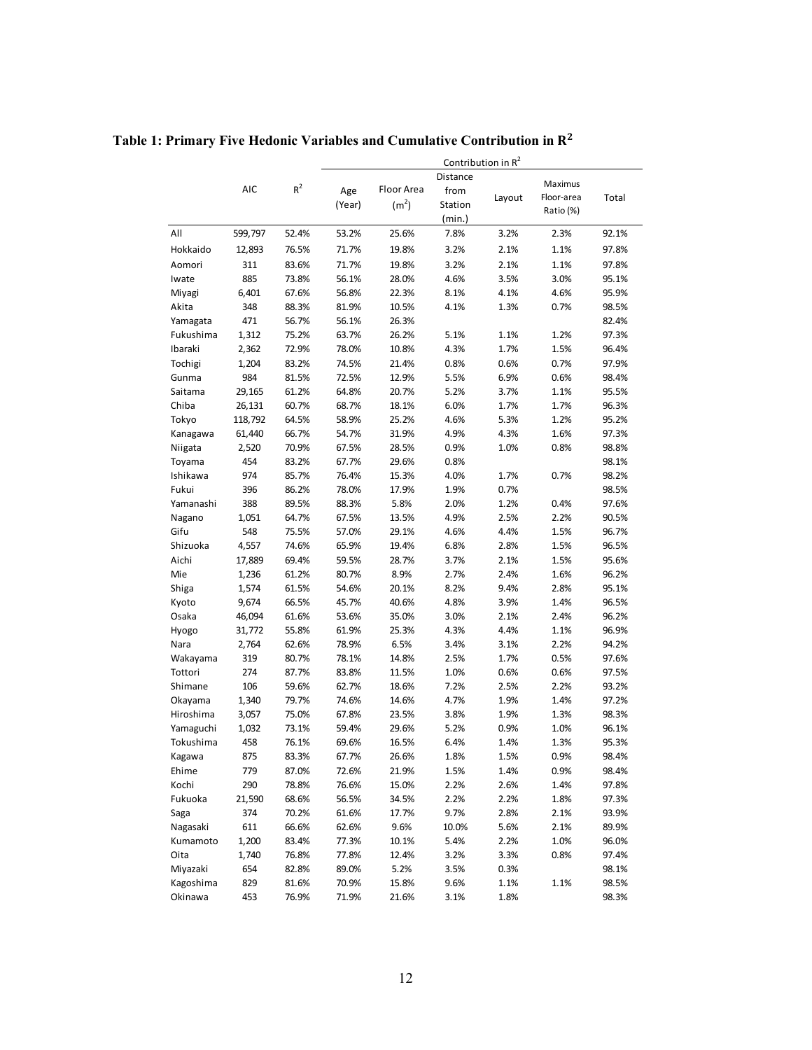# Table 1: Primary Five Hedonic Variables and Cumulative Contribution in $R^2$

| | | | Contribution in $R^2$ | | | | | |
|---|---|---|---|---|---|---|---|---|
| | AIC | $R^2$ | Age (Year) | Floor Area ($m^2$) | Distance from Station (min.) | Layout | Maximus Floor-area Ratio (%) | Total |
| All | 599,797 | 52.4% | 53.2% | 25.6% | 7.8% | 3.2% | 2.3% | 92.1% |
| Hokkaido | 12,893 | 76.5% | 71.7% | 19.8% | 3.2% | 2.1% | 1.1% | 97.8% |
| Aomori | 311 | 83.6% | 71.7% | 19.8% | 3.2% | 2.1% | 1.1% | 97.8% |
| Iwate | 885 | 73.8% | 56.1% | 28.0% | 4.6% | 3.5% | 3.0% | 95.1% |
| Miyagi | 6,401 | 67.6% | 56.8% | 22.3% | 8.1% | 4.1% | 4.6% | 95.9% |
| Akita | 348 | 88.3% | 81.9% | 10.5% | 4.1% | 1.3% | 0.7% | 98.5% |
| Yamagata | 471 | 56.7% | 56.1% | 26.3% | | | | 82.4% |
| Fukushima | 1,312 | 75.2% | 63.7% | 26.2% | 5.1% | 1.1% | 1.2% | 97.3% |
| Ibaraki | 2,362 | 72.9% | 78.0% | 10.8% | 4.3% | 1.7% | 1.5% | 96.4% |
| Tochigi | 1,204 | 83.2% | 74.5% | 21.4% | 0.8% | 0.6% | 0.7% | 97.9% |
| Gunma | 984 | 81.5% | 72.5% | 12.9% | 5.5% | 6.9% | 0.6% | 98.4% |
| Saitama | 29,165 | 61.2% | 64.8% | 20.7% | 5.2% | 3.7% | 1.1% | 95.5% |
| Chiba | 26,131 | 60.7% | 68.7% | 18.1% | 6.0% | 1.7% | 1.7% | 96.3% |
| Tokyo | 118,792 | 64.5% | 58.9% | 25.2% | 4.6% | 5.3% | 1.2% | 95.2% |
| Kanagawa | 61,440 | 66.7% | 54.7% | 31.9% | 4.9% | 4.3% | 1.6% | 97.3% |
| Niigata | 2,520 | 70.9% | 67.5% | 28.5% | 0.9% | 1.0% | 0.8% | 98.8% |
| Toyama | 454 | 83.2% | 67.7% | 29.6% | 0.8% | | | 98.1% |
| Ishikawa | 974 | 85.7% | 76.4% | 15.3% | 4.0% | 1.7% | 0.7% | 98.2% |
| Fukui | 396 | 86.2% | 78.0% | 17.9% | 1.9% | 0.7% | | 98.5% |
| Yamanashi | 388 | 89.5% | 88.3% | 5.8% | 2.0% | 1.2% | 0.4% | 97.6% |
| Nagano | 1,051 | 64.7% | 67.5% | 13.5% | 4.9% | 2.5% | 2.2% | 90.5% |
| Gifu | 548 | 75.5% | 57.0% | 29.1% | 4.6% | 4.4% | 1.5% | 96.7% |
| Shizuoka | 4,557 | 74.6% | 65.9% | 19.4% | 6.8% | 2.8% | 1.5% | 96.5% |
| Aichi | 17,889 | 69.4% | 59.5% | 28.7% | 3.7% | 2.1% | 1.5% | 95.6% |
| Mie | 1,236 | 61.2% | 80.7% | 8.9% | 2.7% | 2.4% | 1.6% | 96.2% |
| Shiga | 1,574 | 61.5% | 54.6% | 20.1% | 8.2% | 9.4% | 2.8% | 95.1% |
| Kyoto | 9,674 | 66.5% | 45.7% | 40.6% | 4.8% | 3.9% | 1.4% | 96.5% |
| Osaka | 46,094 | 61.6% | 53.6% | 35.0% | 3.0% | 2.1% | 2.4% | 96.2% |
| Hyogo | 31,772 | 55.8% | 61.9% | 25.3% | 4.3% | 4.4% | 1.1% | 96.9% |
| Nara | 2,764 | 62.6% | 78.9% | 6.5% | 3.4% | 3.1% | 2.2% | 94.2% |
| Wakayama | 319 | 80.7% | 78.1% | 14.8% | 2.5% | 1.7% | 0.5% | 97.6% |
| Tottori | 274 | 87.7% | 83.8% | 11.5% | 1.0% | 0.6% | 0.6% | 97.5% |
| Shimane | 106 | 59.6% | 62.7% | 18.6% | 7.2% | 2.5% | 2.2% | 93.2% |
| Okayama | 1,340 | 79.7% | 74.6% | 14.6% | 4.7% | 1.9% | 1.4% | 97.2% |
| Hiroshima | 3,057 | 75.0% | 67.8% | 23.5% | 3.8% | 1.9% | 1.3% | 98.3% |
| Yamaguchi | 1,032 | 73.1% | 59.4% | 29.6% | 5.2% | 0.9% | 1.0% | 96.1% |
| Tokushima | 458 | 76.1% | 69.6% | 16.5% | 6.4% | 1.4% | 1.3% | 95.3% |
| Kagawa | 875 | 83.3% | 67.7% | 26.6% | 1.8% | 1.5% | 0.9% | 98.4% |
| Ehime | 779 | 87.0% | 72.6% | 21.9% | 1.5% | 1.4% | 0.9% | 98.4% |
| Kochi | 290 | 78.8% | 76.6% | 15.0% | 2.2% | 2.6% | 1.4% | 97.8% |
| Fukuoka | 21,590 | 68.6% | 56.5% | 34.5% | 2.2% | 2.2% | 1.8% | 97.3% |
| Saga | 374 | 70.2% | 61.6% | 17.7% | 9.7% | 2.8% | 2.1% | 93.9% |
| Nagasaki | 611 | 66.6% | 62.6% | 9.6% | 10.0% | 5.6% | 2.1% | 89.9% |
| Kumamoto | 1,200 | 83.4% | 77.3% | 10.1% | 5.4% | 2.2% | 1.0% | 96.0% |
| Oita | 1,740 | 76.8% | 77.8% | 12.4% | 3.2% | 3.3% | 0.8% | 97.4% |
| Miyazaki | 654 | 82.8% | 89.0% | 5.2% | 3.5% | 0.3% | | 98.1% |
| Kagoshima | 829 | 81.6% | 70.9% | 15.8% | 9.6% | 1.1% | 1.1% | 98.5% |
| Okinawa | 453 | 76.9% | 71.9% | 21.6% | 3.1% | 1.8% | | 98.3% |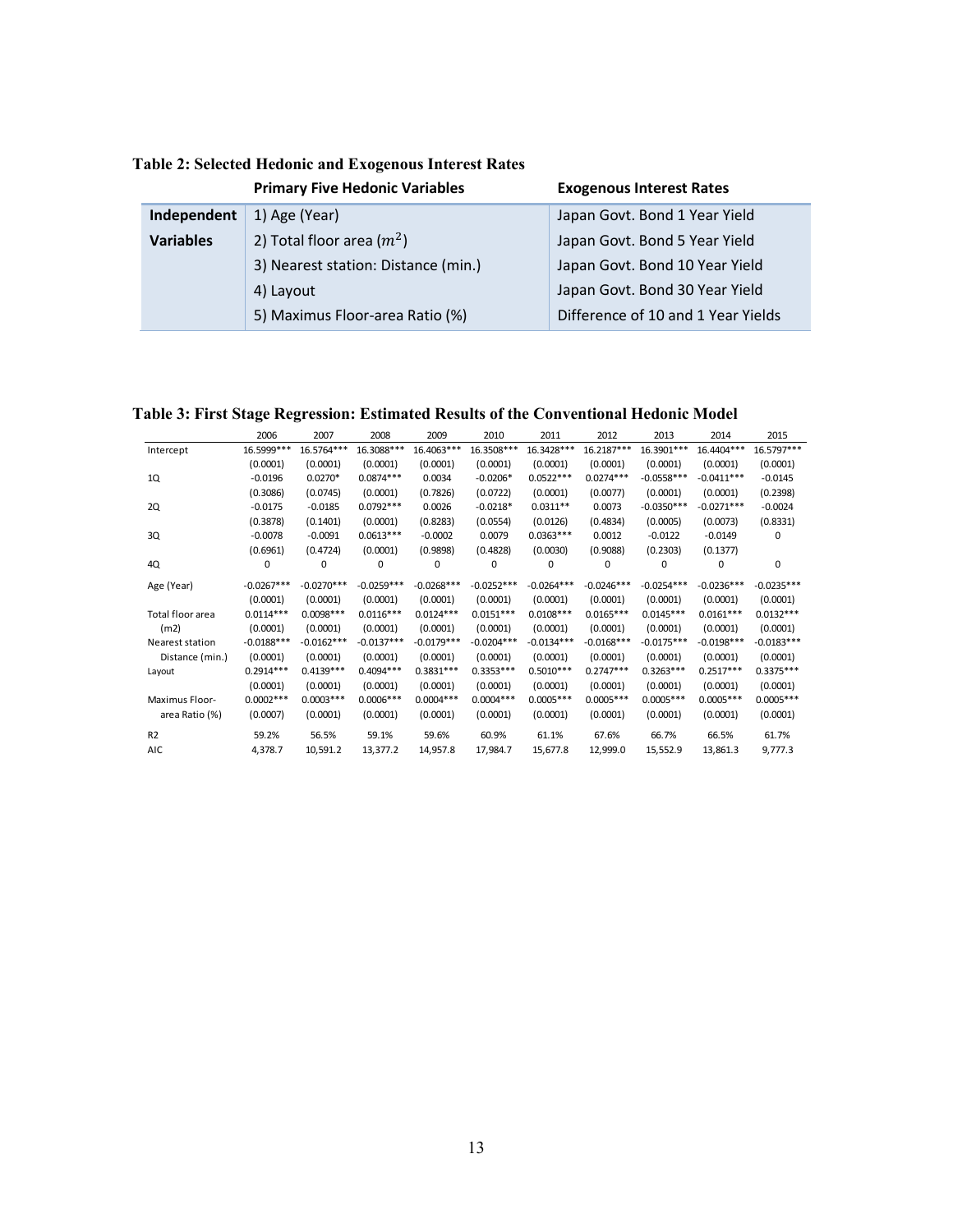**Table 2: Selected Hedonic and Exogenous Interest Rates**

| | Primary Five Hedonic Variables | Exogenous Interest Rates |
|---|---|---|
| **Independent Variables** | 1) Age (Year) | Japan Govt. Bond 1 Year Yield |
| | 2) Total floor area ($m^2$) | Japan Govt. Bond 5 Year Yield |
| | 3) Nearest station: Distance (min.) | Japan Govt. Bond 10 Year Yield |
| | 4) Layout | Japan Govt. Bond 30 Year Yield |
| | 5) Maximus Floor-area Ratio (%) | Difference of 10 and 1 Year Yields |

**Table 3: First Stage Regression: Estimated Results of the Conventional Hedonic Model**

| | 2006 | 2007 | 2008 | 2009 | 2010 | 2011 | 2012 | 2013 | 2014 | 2015 |
|---|---|---|---|---|---|---|---|---|---|---|
| Intercept | 16.5999*** | 16.5764*** | 16.3088*** | 16.4063*** | 16.3508*** | 16.3428*** | 16.2187*** | 16.3901*** | 16.4404*** | 16.5797*** |
| | (0.0001) | (0.0001) | (0.0001) | (0.0001) | (0.0001) | (0.0001) | (0.0001) | (0.0001) | (0.0001) | (0.0001) |
| 1Q | -0.0196 | 0.0270* | 0.0874*** | 0.0034 | -0.0206* | 0.0522*** | 0.0274*** | -0.0558*** | -0.0411*** | -0.0145 |
| | (0.3086) | (0.0745) | (0.0001) | (0.7826) | (0.0722) | (0.0001) | (0.0077) | (0.0001) | (0.0001) | (0.2398) |
| 2Q | -0.0175 | -0.0185 | 0.0792*** | 0.0026 | -0.0218* | 0.0311** | 0.0073 | -0.0350*** | -0.0271*** | -0.0024 |
| | (0.3878) | (0.1401) | (0.0001) | (0.8283) | (0.0554) | (0.0126) | (0.4834) | (0.0005) | (0.0073) | (0.8331) |
| 3Q | -0.0078 | -0.0091 | 0.0613*** | -0.0002 | 0.0079 | 0.0363*** | 0.0012 | -0.0122 | -0.0149 | 0 |
| | (0.6961) | (0.4724) | (0.0001) | (0.9898) | (0.4828) | (0.0030) | (0.9088) | (0.2303) | (0.1377) | |
| 4Q | 0 | 0 | 0 | 0 | 0 | 0 | 0 | 0 | 0 | 0 |
| Age (Year) | -0.0267*** | -0.0270*** | -0.0259*** | -0.0268*** | -0.0252*** | -0.0264*** | -0.0246*** | -0.0254*** | -0.0236*** | -0.0235*** |
| | (0.0001) | (0.0001) | (0.0001) | (0.0001) | (0.0001) | (0.0001) | (0.0001) | (0.0001) | (0.0001) | (0.0001) |
| Total floor area (m2) | 0.0114*** | 0.0098*** | 0.0116*** | 0.0124*** | 0.0151*** | 0.0108*** | 0.0165*** | 0.0145*** | 0.0161*** | 0.0132*** |
| | (0.0001) | (0.0001) | (0.0001) | (0.0001) | (0.0001) | (0.0001) | (0.0001) | (0.0001) | (0.0001) | (0.0001) |
| Nearest station Distance (min.) | -0.0188*** | -0.0162*** | -0.0137*** | -0.0179*** | -0.0204*** | -0.0134*** | -0.0168*** | -0.0175*** | -0.0198*** | -0.0183*** |
| | (0.0001) | (0.0001) | (0.0001) | (0.0001) | (0.0001) | (0.0001) | (0.0001) | (0.0001) | (0.0001) | (0.0001) |
| Layout | 0.2914*** | 0.4139*** | 0.4094*** | 0.3831*** | 0.3353*** | 0.5010*** | 0.2747*** | 0.3263*** | 0.2517*** | 0.3375*** |
| | (0.0001) | (0.0001) | (0.0001) | (0.0001) | (0.0001) | (0.0001) | (0.0001) | (0.0001) | (0.0001) | (0.0001) |
| Maximus Floor-area Ratio (%) | 0.0002*** | 0.0003*** | 0.0006*** | 0.0004*** | 0.0004*** | 0.0005*** | 0.0005*** | 0.0005*** | 0.0005*** | 0.0005*** |
| | (0.0007) | (0.0001) | (0.0001) | (0.0001) | (0.0001) | (0.0001) | (0.0001) | (0.0001) | (0.0001) | (0.0001) |
| R2 | 59.2% | 56.5% | 59.1% | 59.6% | 60.9% | 61.1% | 67.6% | 66.7% | 66.5% | 61.7% |
| AIC | 4,378.7 | 10,591.2 | 13,377.2 | 14,957.8 | 17,984.7 | 15,677.8 | 12,999.0 | 15,552.9 | 13,861.3 | 9,777.3 |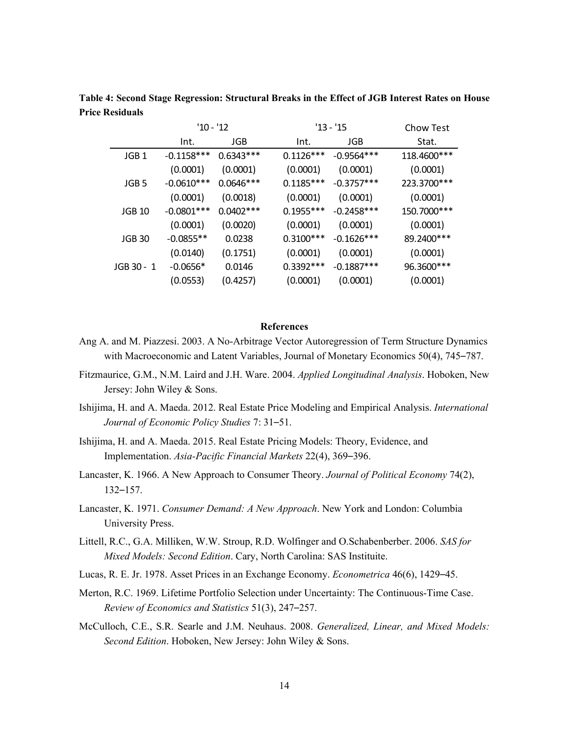**Table 4: Second Stage Regression: Structural Breaks in the Effect of JGB Interest Rates on House Price Residuals**

| | '10 - '12 | | '13 - '15 | | Chow Test |
|---|---|---|---|---|---|
| | Int. | JGB | Int. | JGB | Stat. |
| JGB 1 | -0.1158*** | 0.6343*** | 0.1126*** | -0.9564*** | 118.4600*** |
| | (0.0001) | (0.0001) | (0.0001) | (0.0001) | (0.0001) |
| JGB 5 | -0.0610*** | 0.0646*** | 0.1185*** | -0.3757*** | 223.3700*** |
| | (0.0001) | (0.0018) | (0.0001) | (0.0001) | (0.0001) |
| JGB 10 | -0.0801*** | 0.0402*** | 0.1955*** | -0.2458*** | 150.7000*** |
| | (0.0001) | (0.0020) | (0.0001) | (0.0001) | (0.0001) |
| JGB 30 | -0.0855** | 0.0238 | 0.3100*** | -0.1626*** | 89.2400*** |
| | (0.0140) | (0.1751) | (0.0001) | (0.0001) | (0.0001) |
| JGB 30 - 1 | -0.0656* | 0.0146 | 0.3392*** | -0.1887*** | 96.3600*** |
| | (0.0553) | (0.4257) | (0.0001) | (0.0001) | (0.0001) |

## References

Ang A. and M. Piazzesi. 2003. A No-Arbitrage Vector Autoregression of Term Structure Dynamics with Macroeconomic and Latent Variables, Journal of Monetary Economics 50(4), 745–787.

Fitzmaurice, G.M., N.M. Laird and J.H. Ware. 2004. *Applied Longitudinal Analysis*. Hoboken, New Jersey: John Wiley & Sons.

Ishijima, H. and A. Maeda. 2012. Real Estate Price Modeling and Empirical Analysis. *International Journal of Economic Policy Studies* 7: 31–51.

Ishijima, H. and A. Maeda. 2015. Real Estate Pricing Models: Theory, Evidence, and Implementation. *Asia-Pacific Financial Markets* 22(4), 369–396.

Lancaster, K. 1966. A New Approach to Consumer Theory. *Journal of Political Economy* 74(2), 132–157.

Lancaster, K. 1971. *Consumer Demand: A New Approach*. New York and London: Columbia University Press.

Littell, R.C., G.A. Milliken, W.W. Stroup, R.D. Wolfinger and O.Schabenberber. 2006. *SAS for Mixed Models: Second Edition*. Cary, North Carolina: SAS Instituite.

Lucas, R. E. Jr. 1978. Asset Prices in an Exchange Economy. *Econometrica* 46(6), 1429–45.

Merton, R.C. 1969. Lifetime Portfolio Selection under Uncertainty: The Continuous-Time Case. *Review of Economics and Statistics* 51(3), 247–257.

McCulloch, C.E., S.R. Searle and J.M. Neuhaus. 2008. *Generalized, Linear, and Mixed Models: Second Edition*. Hoboken, New Jersey: John Wiley & Sons.